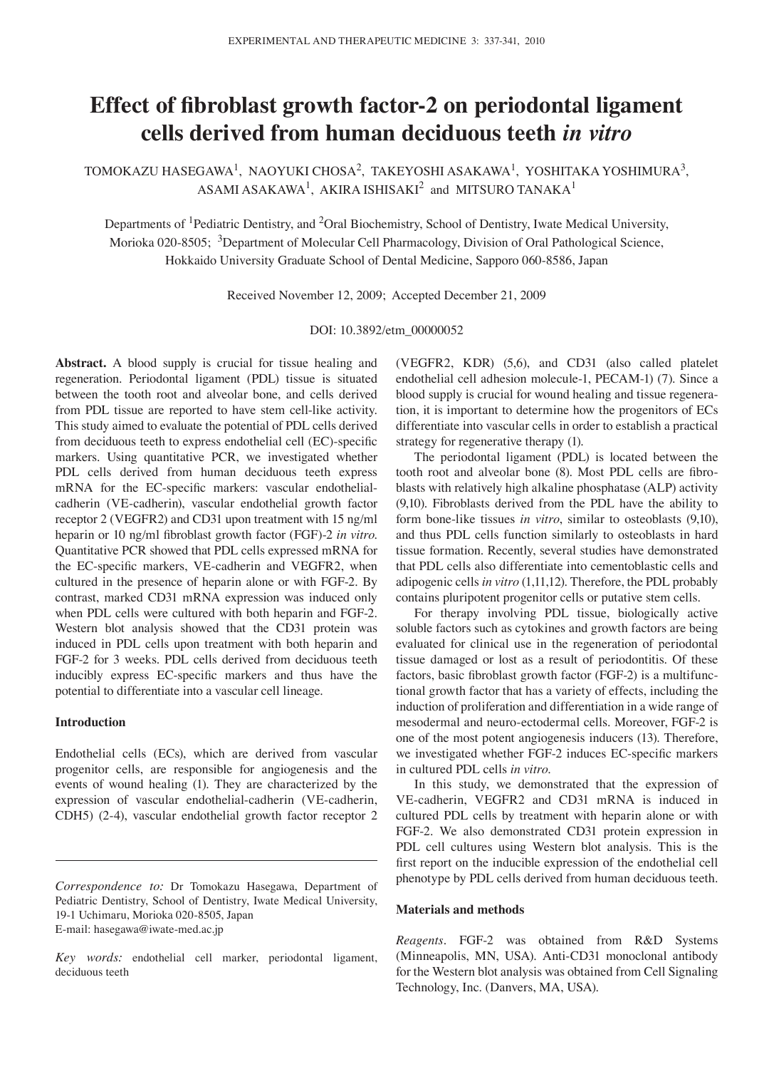# Effect of fibroblast growth factor-2 on periodontal ligament cells derived from human deciduous teeth *in vitro*

TOMOKAZU HASEGAWA[1], NAOYUKI CHOSA[2], TAKEYOSHI ASAKAWA[1], YOSHITAKA YOSHIMURA[3], ASAMI ASAKAWA[1], AKIRA ISHISAKI[2] and MITSURO TANAKA[1]

Departments of [1]Pediatric Dentistry, and [2]Oral Biochemistry, School of Dentistry, Iwate Medical University, Morioka 020-8505; [3]Department of Molecular Cell Pharmacology, Division of Oral Pathological Science, Hokkaido University Graduate School of Dental Medicine, Sapporo 060-8586, Japan

Received November 12, 2009; Accepted December 21, 2009

DOI: 10.3892/etm_00000052

**Abstract.** A blood supply is crucial for tissue healing and regeneration. Periodontal ligament (PDL) tissue is situated between the tooth root and alveolar bone, and cells derived from PDL tissue are reported to have stem cell-like activity. This study aimed to evaluate the potential of PDL cells derived from deciduous teeth to express endothelial cell (EC)-specific markers. Using quantitative PCR, we investigated whether PDL cells derived from human deciduous teeth express mRNA for the EC-specific markers: vascular endothelial-cadherin (VE-cadherin), vascular endothelial growth factor receptor 2 (VEGFR2) and CD31 upon treatment with 15 ng/ml heparin or 10 ng/ml fibroblast growth factor (FGF)-2 *in vitro*. Quantitative PCR showed that PDL cells expressed mRNA for the EC-specific markers, VE-cadherin and VEGFR2, when cultured in the presence of heparin alone or with FGF-2. By contrast, marked CD31 mRNA expression was induced only when PDL cells were cultured with both heparin and FGF-2. Western blot analysis showed that the CD31 protein was induced in PDL cells upon treatment with both heparin and FGF-2 for 3 weeks. PDL cells derived from deciduous teeth inducibly express EC-specific markers and thus have the potential to differentiate into a vascular cell lineage.

## Introduction

Endothelial cells (ECs), which are derived from vascular progenitor cells, are responsible for angiogenesis and the events of wound healing (1). They are characterized by the expression of vascular endothelial-cadherin (VE-cadherin, CDH5) (2-4), vascular endothelial growth factor receptor 2 (VEGFR2, KDR) (5,6), and CD31 (also called platelet endothelial cell adhesion molecule-1, PECAM-1) (7). Since a blood supply is crucial for wound healing and tissue regeneration, it is important to determine how the progenitors of ECs differentiate into vascular cells in order to establish a practical strategy for regenerative therapy (1).

The periodontal ligament (PDL) is located between the tooth root and alveolar bone (8). Most PDL cells are fibroblasts with relatively high alkaline phosphatase (ALP) activity (9,10). Fibroblasts derived from the PDL have the ability to form bone-like tissues *in vitro*, similar to osteoblasts (9,10), and thus PDL cells function similarly to osteoblasts in hard tissue formation. Recently, several studies have demonstrated that PDL cells also differentiate into cementoblastic cells and adipogenic cells *in vitro* (1,11,12). Therefore, the PDL probably contains pluripotent progenitor cells or putative stem cells.

For therapy involving PDL tissue, biologically active soluble factors such as cytokines and growth factors are being evaluated for clinical use in the regeneration of periodontal tissue damaged or lost as a result of periodontitis. Of these factors, basic fibroblast growth factor (FGF-2) is a multifunctional growth factor that has a variety of effects, including the induction of proliferation and differentiation in a wide range of mesodermal and neuro-ectodermal cells. Moreover, FGF-2 is one of the most potent angiogenesis inducers (13). Therefore, we investigated whether FGF-2 induces EC-specific markers in cultured PDL cells *in vitro*.

In this study, we demonstrated that the expression of VE-cadherin, VEGFR2 and CD31 mRNA is induced in cultured PDL cells by treatment with heparin alone or with FGF-2. We also demonstrated CD31 protein expression in PDL cell cultures using Western blot analysis. This is the first report on the inducible expression of the endothelial cell phenotype by PDL cells derived from human deciduous teeth.

*Correspondence to:* Dr Tomokazu Hasegawa, Department of Pediatric Dentistry, School of Dentistry, Iwate Medical University, 19-1 Uchimaru, Morioka 020-8505, Japan
E-mail: hasegawa@iwate-med.ac.jp

*Key words:* endothelial cell marker, periodontal ligament, deciduous teeth

## Materials and methods

*Reagents.* FGF-2 was obtained from R&D Systems (Minneapolis, MN, USA). Anti-CD31 monoclonal antibody for the Western blot analysis was obtained from Cell Signaling Technology, Inc. (Danvers, MA, USA).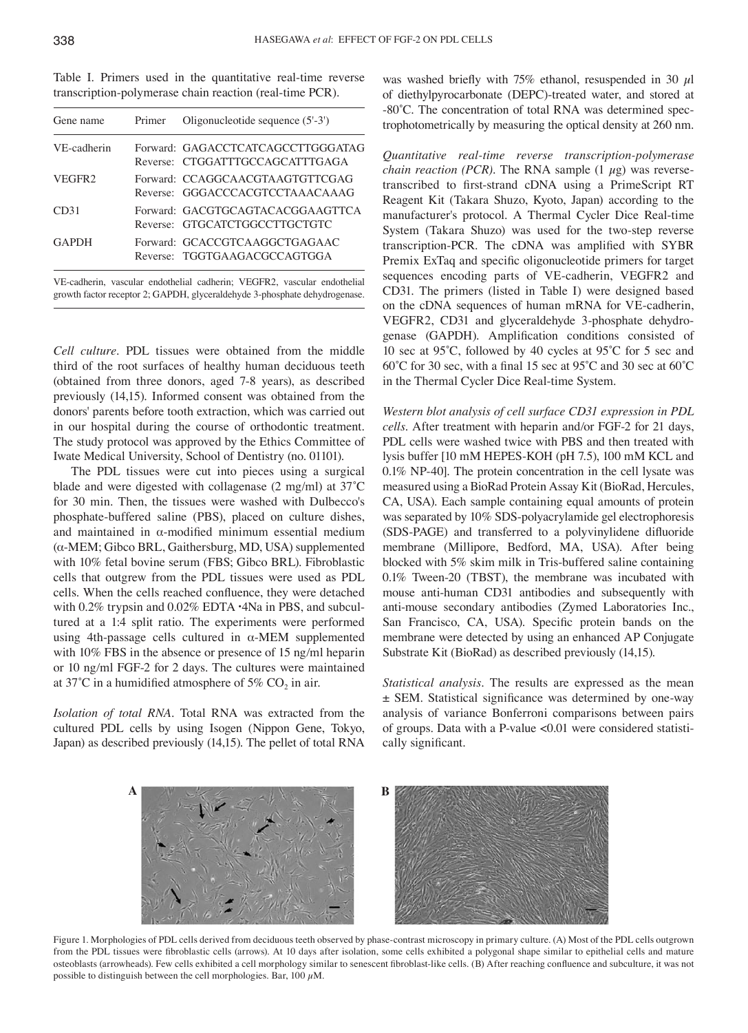Table I. Primers used in the quantitative real-time reverse transcription-polymerase chain reaction (real-time PCR).

| Gene name | Primer | Oligonucleotide sequence (5'-3') |
|---|---|---|
| VE-cadherin | Forward: | GAGACCTCATCAGCCTTGGGATAG |
| | Reverse: | CTGGATTTGCCAGCATTTGAGA |
| VEGFR2 | Forward: | CCAGGCAACGTAAGTGTTCGAG |
| | Reverse: | GGGACCCACGTCCTAAACAAAG |
| CD31 | Forward: | GACGTGCAGTACACGGAAGTTCA |
| | Reverse: | GTGCATCTGGCCTTGCTGTC |
| GAPDH | Forward: | GCACCGTCAAGGCTGAGAAC |
| | Reverse: | TGGTGAAGACGCCAGTGGA |

VE-cadherin, vascular endothelial cadherin; VEGFR2, vascular endothelial growth factor receptor 2; GAPDH, glyceraldehyde 3-phosphate dehydrogenase.

*Cell culture.* PDL tissues were obtained from the middle third of the root surfaces of healthy human deciduous teeth (obtained from three donors, aged 7-8 years), as described previously (14,15). Informed consent was obtained from the donors' parents before tooth extraction, which was carried out in our hospital during the course of orthodontic treatment. The study protocol was approved by the Ethics Committee of Iwate Medical University, School of Dentistry (no. 01101).

The PDL tissues were cut into pieces using a surgical blade and were digested with collagenase (2 mg/ml) at 37˚C for 30 min. Then, the tissues were washed with Dulbecco's phosphate-buffered saline (PBS), placed on culture dishes, and maintained in α-modified minimum essential medium (α-MEM; Gibco BRL, Gaithersburg, MD, USA) supplemented with 10% fetal bovine serum (FBS; Gibco BRL). Fibroblastic cells that outgrew from the PDL tissues were used as PDL cells. When the cells reached confluence, they were detached with 0.2% trypsin and 0.02% EDTA ·4Na in PBS, and subcultured at a 1:4 split ratio. The experiments were performed using 4th-passage cells cultured in α-MEM supplemented with 10% FBS in the absence or presence of 15 ng/ml heparin or 10 ng/ml FGF-2 for 2 days. The cultures were maintained at 37˚C in a humidified atmosphere of 5% $CO_2$ in air.

*Isolation of total RNA.* Total RNA was extracted from the cultured PDL cells by using Isogen (Nippon Gene, Tokyo, Japan) as described previously (14,15). The pellet of total RNA was washed briefly with 75% ethanol, resuspended in 30 $\mu$l of diethylpyrocarbonate (DEPC)-treated water, and stored at -80˚C. The concentration of total RNA was determined spectrophotometrically by measuring the optical density at 260 nm.

*Quantitative real-time reverse transcription-polymerase chain reaction (PCR).* The RNA sample (1 $\mu$g) was reverse-transcribed to first-strand cDNA using a PrimeScript RT Reagent Kit (Takara Shuzo, Kyoto, Japan) according to the manufacturer's protocol. A Thermal Cycler Dice Real-time System (Takara Shuzo) was used for the two-step reverse transcription-PCR. The cDNA was amplified with SYBR Premix ExTaq and specific oligonucleotide primers for target sequences encoding parts of VE-cadherin, VEGFR2 and CD31. The primers (listed in Table I) were designed based on the cDNA sequences of human mRNA for VE-cadherin, VEGFR2, CD31 and glyceraldehyde 3-phosphate dehydrogenase (GAPDH). Amplification conditions consisted of 10 sec at 95˚C, followed by 40 cycles at 95˚C for 5 sec and 60˚C for 30 sec, with a final 15 sec at 95˚C and 30 sec at 60˚C in the Thermal Cycler Dice Real-time System.

*Western blot analysis of cell surface CD31 expression in PDL cells.* After treatment with heparin and/or FGF-2 for 21 days, PDL cells were washed twice with PBS and then treated with lysis buffer [10 mM HEPES-KOH (pH 7.5), 100 mM KCL and 0.1% NP-40]. The protein concentration in the cell lysate was measured using a BioRad Protein Assay Kit (BioRad, Hercules, CA, USA). Each sample containing equal amounts of protein was separated by 10% SDS-polyacrylamide gel electrophoresis (SDS-PAGE) and transferred to a polyvinylidene difluoride membrane (Millipore, Bedford, MA, USA). After being blocked with 5% skim milk in Tris-buffered saline containing 0.1% Tween-20 (TBST), the membrane was incubated with mouse anti-human CD31 antibodies and subsequently with anti-mouse secondary antibodies (Zymed Laboratories Inc., San Francisco, CA, USA). Specific protein bands on the membrane were detected by using an enhanced AP Conjugate Substrate Kit (BioRad) as described previously (14,15).

*Statistical analysis.* The results are expressed as the mean ± SEM. Statistical significance was determined by one-way analysis of variance Bonferroni comparisons between pairs of groups. Data with a P-value <0.01 were considered statistically significant.

Figure 1. Morphologies of PDL cells derived from deciduous teeth observed by phase-contrast microscopy in primary culture. (A) Most of the PDL cells outgrown from the PDL tissues were fibroblastic cells (arrows). At 10 days after isolation, some cells exhibited a polygonal shape similar to epithelial cells and mature osteoblasts (arrowheads). Few cells exhibited a cell morphology similar to senescent fibroblast-like cells. (B) After reaching confluence and subculture, it was not possible to distinguish between the cell morphologies. Bar, 100 $\mu$M.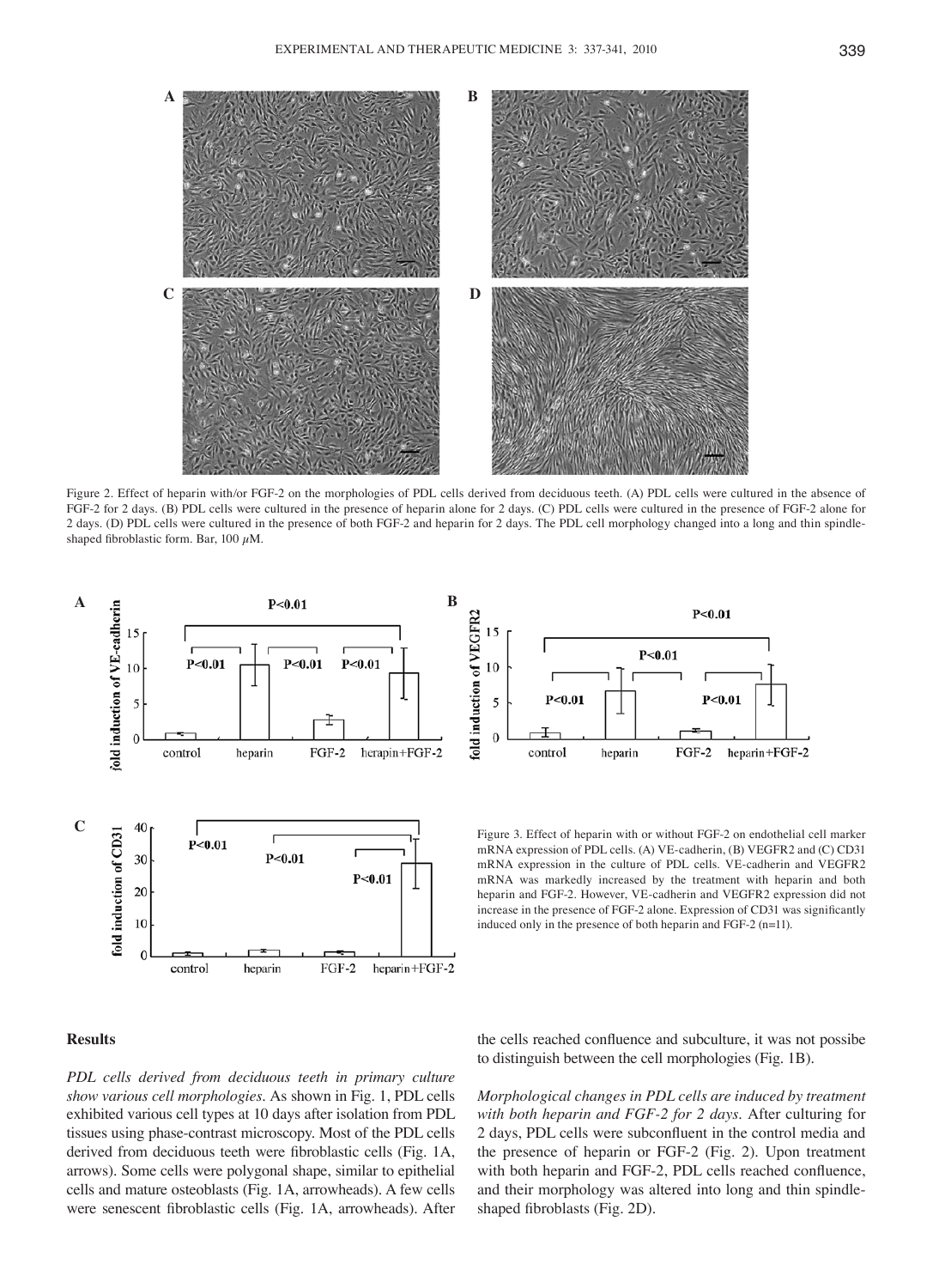Figure 2. Effect of heparin with/or FGF-2 on the morphologies of PDL cells derived from deciduous teeth. (A) PDL cells were cultured in the absence of FGF-2 for 2 days. (B) PDL cells were cultured in the presence of heparin alone for 2 days. (C) PDL cells were cultured in the presence of FGF-2 alone for 2 days. (D) PDL cells were cultured in the presence of both FGF-2 and heparin for 2 days. The PDL cell morphology changed into a long and thin spindle-shaped fibroblastic form. Bar, 100 $\mu$M.

Figure 3. Effect of heparin with or without FGF-2 on endothelial cell marker mRNA expression of PDL cells. (A) VE-cadherin, (B) VEGFR2 and (C) CD31 mRNA expression in the culture of PDL cells. VE-cadherin and VEGFR2 mRNA was markedly increased by the treatment with heparin and both heparin and FGF-2. However, VE-cadherin and VEGFR2 expression did not increase in the presence of FGF-2 alone. Expression of CD31 was significantly induced only in the presence of both heparin and FGF-2 (n=11).

## Results

*PDL cells derived from deciduous teeth in primary culture show various cell morphologies.* As shown in Fig. 1, PDL cells exhibited various cell types at 10 days after isolation from PDL tissues using phase-contrast microscopy. Most of the PDL cells derived from deciduous teeth were fibroblastic cells (Fig. 1A, arrows). Some cells were polygonal shape, similar to epithelial cells and mature osteoblasts (Fig. 1A, arrowheads). A few cells were senescent fibroblastic cells (Fig. 1A, arrowheads). After the cells reached confluence and subculture, it was not possibe to distinguish between the cell morphologies (Fig. 1B).

*Morphological changes in PDL cells are induced by treatment with both heparin and FGF-2 for 2 days.* After culturing for 2 days, PDL cells were subconfluent in the control media and the presence of heparin or FGF-2 (Fig. 2). Upon treatment with both heparin and FGF-2, PDL cells reached confluence, and their morphology was altered into long and thin spindle-shaped fibroblasts (Fig. 2D).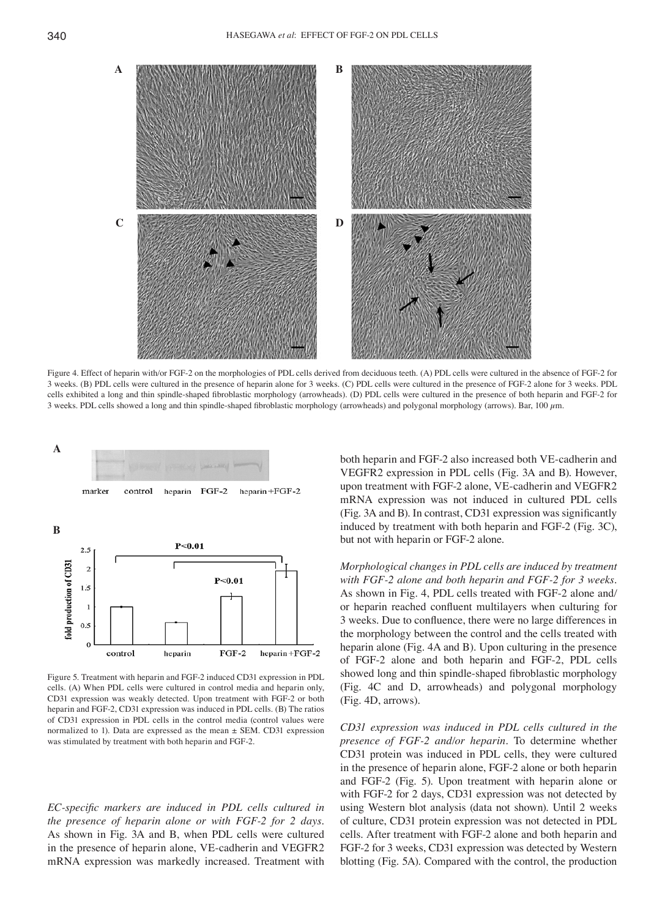Figure 4. Effect of heparin with/or FGF-2 on the morphologies of PDL cells derived from deciduous teeth. (A) PDL cells were cultured in the absence of FGF-2 for 3 weeks. (B) PDL cells were cultured in the presence of heparin alone for 3 weeks. (C) PDL cells were cultured in the presence of FGF-2 alone for 3 weeks. PDL cells exhibited a long and thin spindle-shaped fibroblastic morphology (arrowheads). (D) PDL cells were cultured in the presence of both heparin and FGF-2 for 3 weeks. PDL cells showed a long and thin spindle-shaped fibroblastic morphology (arrowheads) and polygonal morphology (arrows). Bar, 100 $\mu$m.

Figure 5. Treatment with heparin and FGF-2 induced CD31 expression in PDL cells. (A) When PDL cells were cultured in control media and heparin only, CD31 expression was weakly detected. Upon treatment with FGF-2 or both heparin and FGF-2, CD31 expression was induced in PDL cells. (B) The ratios of CD31 expression in PDL cells in the control media (control values were normalized to 1). Data are expressed as the mean ± SEM. CD31 expression was stimulated by treatment with both heparin and FGF-2.

*EC-specific markers are induced in PDL cells cultured in the presence of heparin alone or with FGF-2 for 2 days.* As shown in Fig. 3A and B, when PDL cells were cultured in the presence of heparin alone, VE-cadherin and VEGFR2 mRNA expression was markedly increased. Treatment with both heparin and FGF-2 also increased both VE-cadherin and VEGFR2 expression in PDL cells (Fig. 3A and B). However, upon treatment with FGF-2 alone, VE-cadherin and VEGFR2 mRNA expression was not induced in cultured PDL cells (Fig. 3A and B). In contrast, CD31 expression was significantly induced by treatment with both heparin and FGF-2 (Fig. 3C), but not with heparin or FGF-2 alone.

*Morphological changes in PDL cells are induced by treatment with FGF-2 alone and both heparin and FGF-2 for 3 weeks.* As shown in Fig. 4, PDL cells treated with FGF-2 alone and/or heparin reached confluent multilayers when culturing for 3 weeks. Due to confluence, there were no large differences in the morphology between the control and the cells treated with heparin alone (Fig. 4A and B). Upon culturing in the presence of FGF-2 alone and both heparin and FGF-2, PDL cells showed long and thin spindle-shaped fibroblastic morphology (Fig. 4C and D, arrowheads) and polygonal morphology (Fig. 4D, arrows).

*CD31 expression was induced in PDL cells cultured in the presence of FGF-2 and/or heparin.* To determine whether CD31 protein was induced in PDL cells, they were cultured in the presence of heparin alone, FGF-2 alone or both heparin and FGF-2 (Fig. 5). Upon treatment with heparin alone or with FGF-2 for 2 days, CD31 expression was not detected by using Western blot analysis (data not shown). Until 2 weeks of culture, CD31 protein expression was not detected in PDL cells. After treatment with FGF-2 alone and both heparin and FGF-2 for 3 weeks, CD31 expression was detected by Western blotting (Fig. 5A). Compared with the control, the production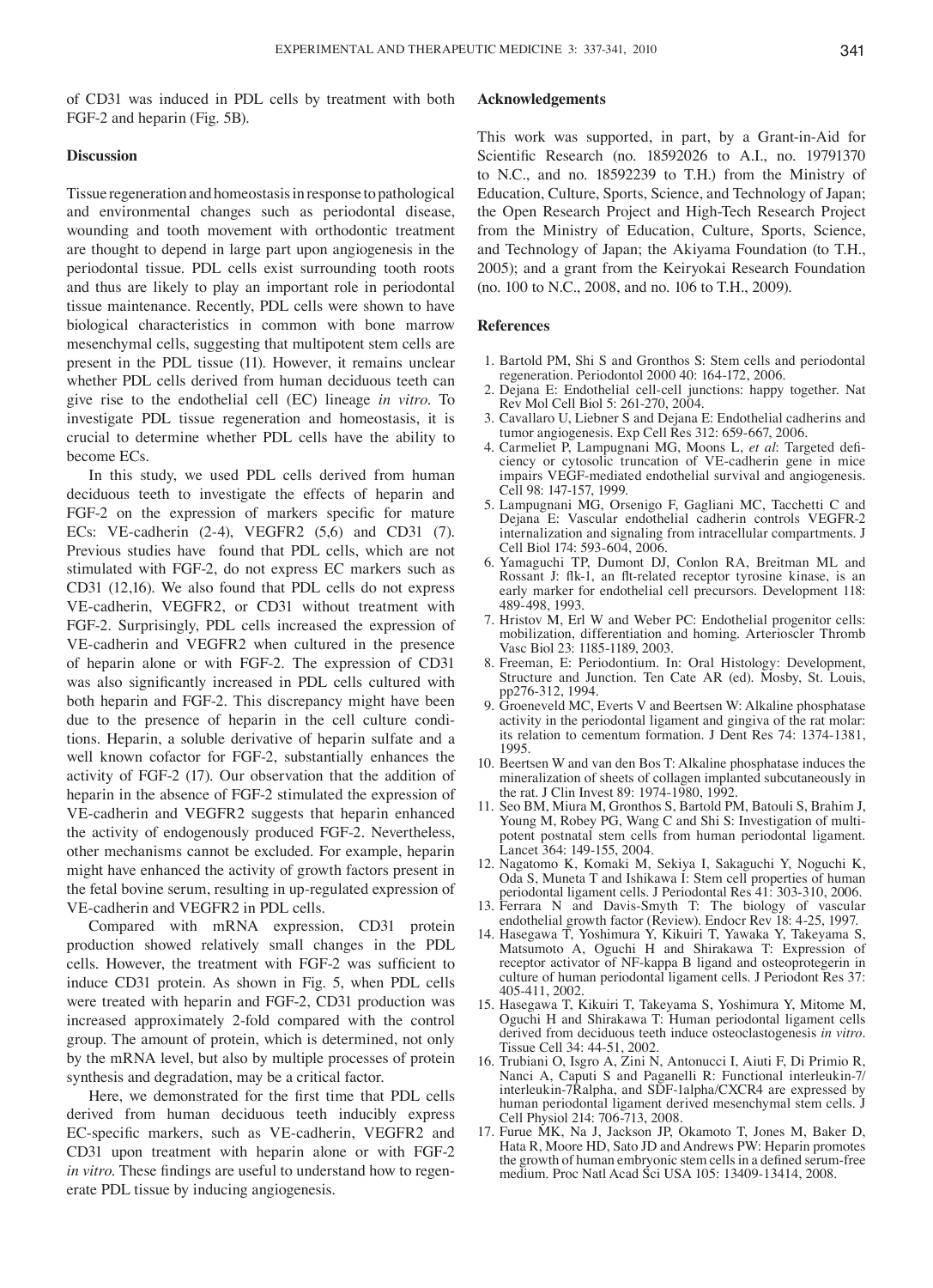of CD31 was induced in PDL cells by treatment with both FGF-2 and heparin (Fig. 5B).

## Discussion

Tissue regeneration and homeostasis in response to pathological and environmental changes such as periodontal disease, wounding and tooth movement with orthodontic treatment are thought to depend in large part upon angiogenesis in the periodontal tissue. PDL cells exist surrounding tooth roots and thus are likely to play an important role in periodontal tissue maintenance. Recently, PDL cells were shown to have biological characteristics in common with bone marrow mesenchymal cells, suggesting that multipotent stem cells are present in the PDL tissue (11). However, it remains unclear whether PDL cells derived from human deciduous teeth can give rise to the endothelial cell (EC) lineage *in vitro*. To investigate PDL tissue regeneration and homeostasis, it is crucial to determine whether PDL cells have the ability to become ECs.

In this study, we used PDL cells derived from human deciduous teeth to investigate the effects of heparin and FGF-2 on the expression of markers specific for mature ECs: VE-cadherin (2-4), VEGFR2 (5,6) and CD31 (7). Previous studies have found that PDL cells, which are not stimulated with FGF-2, do not express EC markers such as CD31 (12,16). We also found that PDL cells do not express VE-cadherin, VEGFR2, or CD31 without treatment with FGF-2. Surprisingly, PDL cells increased the expression of VE-cadherin and VEGFR2 when cultured in the presence of heparin alone or with FGF-2. The expression of CD31 was also significantly increased in PDL cells cultured with both heparin and FGF-2. This discrepancy might have been due to the presence of heparin in the cell culture conditions. Heparin, a soluble derivative of heparin sulfate and a well known cofactor for FGF-2, substantially enhances the activity of FGF-2 (17). Our observation that the addition of heparin in the absence of FGF-2 stimulated the expression of VE-cadherin and VEGFR2 suggests that heparin enhanced the activity of endogenously produced FGF-2. Nevertheless, other mechanisms cannot be excluded. For example, heparin might have enhanced the activity of growth factors present in the fetal bovine serum, resulting in up-regulated expression of VE-cadherin and VEGFR2 in PDL cells.

Compared with mRNA expression, CD31 protein production showed relatively small changes in the PDL cells. However, the treatment with FGF-2 was sufficient to induce CD31 protein. As shown in Fig. 5, when PDL cells were treated with heparin and FGF-2, CD31 production was increased approximately 2-fold compared with the control group. The amount of protein, which is determined, not only by the mRNA level, but also by multiple processes of protein synthesis and degradation, may be a critical factor.

Here, we demonstrated for the first time that PDL cells derived from human deciduous teeth inducibly express EC-specific markers, such as VE-cadherin, VEGFR2 and CD31 upon treatment with heparin alone or with FGF-2 *in vitro*. These findings are useful to understand how to regenerate PDL tissue by inducing angiogenesis.

## Acknowledgements

This work was supported, in part, by a Grant-in-Aid for Scientific Research (no. 18592026 to A.I., no. 19791370 to N.C., and no. 18592239 to T.H.) from the Ministry of Education, Culture, Sports, Science, and Technology of Japan; the Open Research Project and High-Tech Research Project from the Ministry of Education, Culture, Sports, Science, and Technology of Japan; the Akiyama Foundation (to T.H., 2005); and a grant from the Keiryokai Research Foundation (no. 100 to N.C., 2008, and no. 106 to T.H., 2009).

## References

1. Bartold PM, Shi S and Gronthos S: Stem cells and periodontal regeneration. Periodontol 2000 40: 164-172, 2006.
2. Dejana E: Endothelial cell-cell junctions: happy together. Nat Rev Mol Cell Biol 5: 261-270, 2004.
3. Cavallaro U, Liebner S and Dejana E: Endothelial cadherins and tumor angiogenesis. Exp Cell Res 312: 659-667, 2006.
4. Carmeliet P, Lampugnani MG, Moons L, *et al*: Targeted deficiency or cytosolic truncation of VE-cadherin gene in mice impairs VEGF-mediated endothelial survival and angiogenesis. Cell 98: 147-157, 1999.
5. Lampugnani MG, Orsenigo F, Gagliani MC, Tacchetti C and Dejana E: Vascular endothelial cadherin controls VEGFR-2 internalization and signaling from intracellular compartments. J Cell Biol 174: 593-604, 2006.
6. Yamaguchi TP, Dumont DJ, Conlon RA, Breitman ML and Rossant J: flk-1, an flt-related receptor tyrosine kinase, is an early marker for endothelial cell precursors. Development 118: 489-498, 1993.
7. Hristov M, Erl W and Weber PC: Endothelial progenitor cells: mobilization, differentiation and homing. Arterioscler Thromb Vasc Biol 23: 1185-1189, 2003.
8. Freeman, E: Periodontium. In: Oral Histology: Development, Structure and Junction. Ten Cate AR (ed). Mosby, St. Louis, pp276-312, 1994.
9. Groeneveld MC, Everts V and Beertsen W: Alkaline phosphatase activity in the periodontal ligament and gingiva of the rat molar: its relation to cementum formation. J Dent Res 74: 1374-1381, 1995.
10. Beertsen W and van den Bos T: Alkaline phosphatase induces the mineralization of sheets of collagen implanted subcutaneously in the rat. J Clin Invest 89: 1974-1980, 1992.
11. Seo BM, Miura M, Gronthos S, Bartold PM, Batouli S, Brahim J, Young M, Robey PG, Wang C and Shi S: Investigation of multipotent postnatal stem cells from human periodontal ligament. Lancet 364: 149-155, 2004.
12. Nagatomo K, Komaki M, Sekiya I, Sakaguchi Y, Noguchi K, Oda S, Muneta T and Ishikawa I: Stem cell properties of human periodontal ligament cells. J Periodontal Res 41: 303-310, 2006.
13. Ferrara N and Davis-Smyth T: The biology of vascular endothelial growth factor (Review). Endocr Rev 18: 4-25, 1997.
14. Hasegawa T, Yoshimura Y, Kikuiri T, Yawaka Y, Takeyama S, Matsumoto A, Oguchi H and Shirakawa T: Expression of receptor activator of NF-kappa B ligand and osteoprotegerin in culture of human periodontal ligament cells. J Periodont Res 37: 405-411, 2002.
15. Hasegawa T, Kikuiri T, Takeyama S, Yoshimura Y, Mitome M, Oguchi H and Shirakawa T: Human periodontal ligament cells derived from deciduous teeth induce osteoclastogenesis *in vitro*. Tissue Cell 34: 44-51, 2002.
16. Trubiani O, Isgro A, Zini N, Antonucci I, Aiuti F, Di Primio R, Nanci A, Caputi S and Paganelli R: Functional interleukin-7/interleukin-7Ralpha, and SDF-1alpha/CXCR4 are expressed by human periodontal ligament derived mesenchymal stem cells. J Cell Physiol 214: 706-713, 2008.
17. Furue MK, Na J, Jackson JP, Okamoto T, Jones M, Baker D, Hata R, Moore HD, Sato JD and Andrews PW: Heparin promotes the growth of human embryonic stem cells in a defined serum-free medium. Proc Natl Acad Sci USA 105: 13409-13414, 2008.